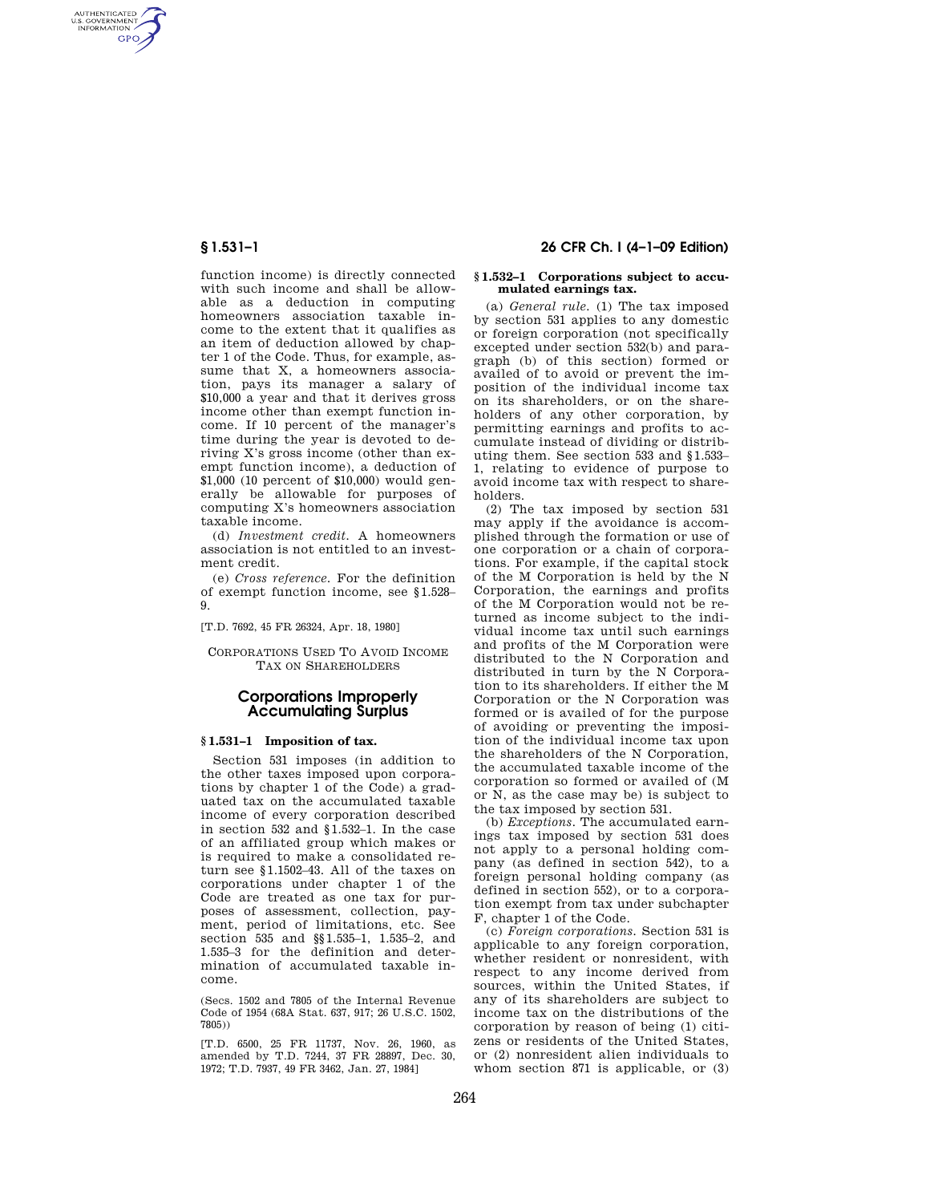function income) is directly connected with such income and shall be allowable as a deduction in computing homeowners association taxable income to the extent that it qualifies as an item of deduction allowed by chapter 1 of the Code. Thus, for example, assume that X, a homeowners association, pays its manager a salary of $10,000 a year and that it derives gross income other than exempt function income. If 10 percent of the manager's time during the year is devoted to deriving X's gross income (other than exempt function income), a deduction of $1,000 (10 percent of $10,000) would generally be allowable for purposes of computing X's homeowners association taxable income.

(d) *Investment credit.* A homeowners association is not entitled to an investment credit.

(e) *Cross reference.* For the definition of exempt function income, see §1.528–9.

[T.D. 7692, 45 FR 26324, Apr. 18, 1980]

CORPORATIONS USED TO AVOID INCOME TAX ON SHAREHOLDERS

## Corporations Improperly Accumulating Surplus

### §1.531–1 Imposition of tax.

Section 531 imposes (in addition to the other taxes imposed upon corporations by chapter 1 of the Code) a graduated tax on the accumulated taxable income of every corporation described in section 532 and §1.532–1. In the case of an affiliated group which makes or is required to make a consolidated return see §1.1502–43. All of the taxes on corporations under chapter 1 of the Code are treated as one tax for purposes of assessment, collection, payment, period of limitations, etc. See section 535 and §§1.535–1, 1.535–2, and 1.535–3 for the definition and determination of accumulated taxable income.

(Secs. 1502 and 7805 of the Internal Revenue Code of 1954 (68A Stat. 637, 917; 26 U.S.C. 1502, 7805))

[T.D. 6500, 25 FR 11737, Nov. 26, 1960, as amended by T.D. 7244, 37 FR 28897, Dec. 30, 1972; T.D. 7937, 49 FR 3462, Jan. 27, 1984]

### §1.532–1 Corporations subject to accumulated earnings tax.

(a) *General rule.* (1) The tax imposed by section 531 applies to any domestic or foreign corporation (not specifically excepted under section 532(b) and paragraph (b) of this section) formed or availed of to avoid or prevent the imposition of the individual income tax on its shareholders, or on the shareholders of any other corporation, by permitting earnings and profits to accumulate instead of dividing or distributing them. See section 533 and §1.533–1, relating to evidence of purpose to avoid income tax with respect to shareholders.

(2) The tax imposed by section 531 may apply if the avoidance is accomplished through the formation or use of one corporation or a chain of corporations. For example, if the capital stock of the M Corporation is held by the N Corporation, the earnings and profits of the M Corporation would not be returned as income subject to the individual income tax until such earnings and profits of the M Corporation were distributed to the N Corporation and distributed in turn by the N Corporation to its shareholders. If either the M Corporation or the N Corporation was formed or is availed of for the purpose of avoiding or preventing the imposition of the individual income tax upon the shareholders of the N Corporation, the accumulated taxable income of the corporation so formed or availed of (M or N, as the case may be) is subject to the tax imposed by section 531.

(b) *Exceptions.* The accumulated earnings tax imposed by section 531 does not apply to a personal holding company (as defined in section 542), to a foreign personal holding company (as defined in section 552), or to a corporation exempt from tax under subchapter F, chapter 1 of the Code.

(c) *Foreign corporations.* Section 531 is applicable to any foreign corporation, whether resident or nonresident, with respect to any income derived from sources, within the United States, if any of its shareholders are subject to income tax on the distributions of the corporation by reason of being (1) citizens or residents of the United States, or (2) nonresident alien individuals to whom section 871 is applicable, or (3)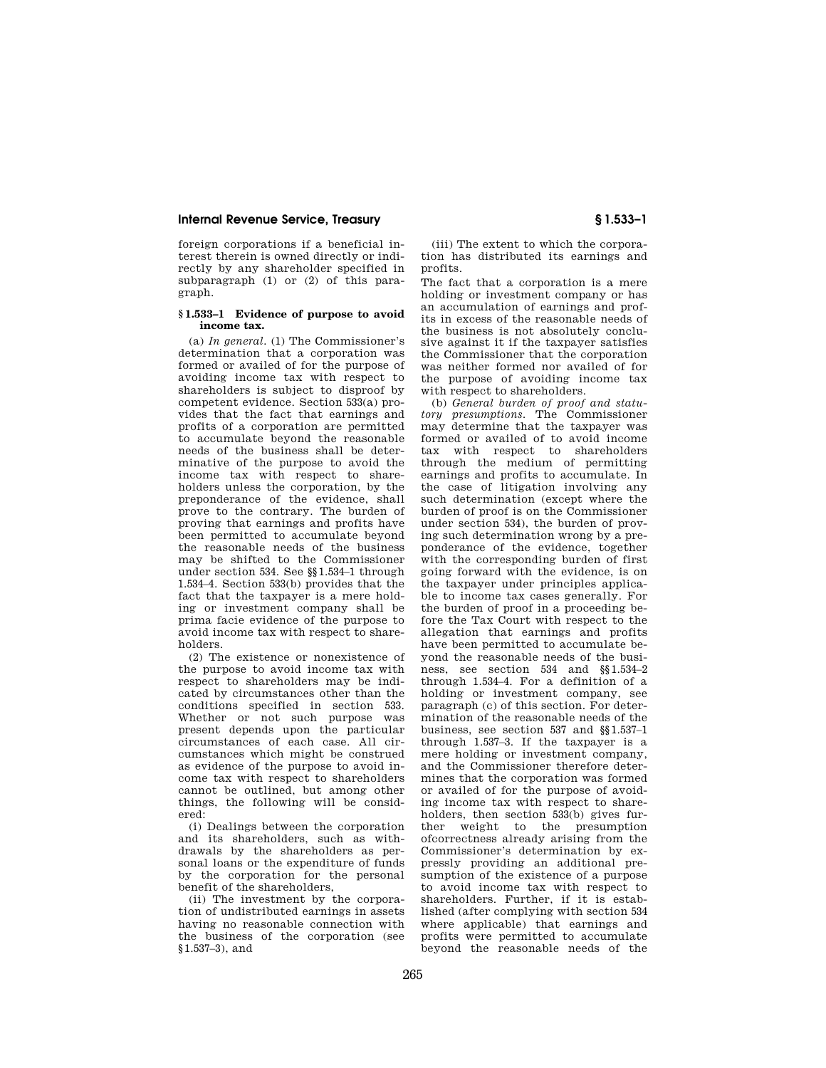foreign corporations if a beneficial interest therein is owned directly or indirectly by any shareholder specified in subparagraph (1) or (2) of this paragraph.

### § 1.533–1 Evidence of purpose to avoid income tax.

(a) *In general.* (1) The Commissioner's determination that a corporation was formed or availed of for the purpose of avoiding income tax with respect to shareholders is subject to disproof by competent evidence. Section 533(a) provides that the fact that earnings and profits of a corporation are permitted to accumulate beyond the reasonable needs of the business shall be determinative of the purpose to avoid the income tax with respect to shareholders unless the corporation, by the preponderance of the evidence, shall prove to the contrary. The burden of proving that earnings and profits have been permitted to accumulate beyond the reasonable needs of the business may be shifted to the Commissioner under section 534. See §§ 1.534–1 through 1.534–4. Section 533(b) provides that the fact that the taxpayer is a mere holding or investment company shall be prima facie evidence of the purpose to avoid income tax with respect to shareholders.

(2) The existence or nonexistence of the purpose to avoid income tax with respect to shareholders may be indicated by circumstances other than the conditions specified in section 533. Whether or not such purpose was present depends upon the particular circumstances of each case. All circumstances which might be construed as evidence of the purpose to avoid income tax with respect to shareholders cannot be outlined, but among other things, the following will be considered:

(i) Dealings between the corporation and its shareholders, such as withdrawals by the shareholders as personal loans or the expenditure of funds by the corporation for the personal benefit of the shareholders,

(ii) The investment by the corporation of undistributed earnings in assets having no reasonable connection with the business of the corporation (see § 1.537–3), and

(iii) The extent to which the corporation has distributed its earnings and profits.

The fact that a corporation is a mere holding or investment company or has an accumulation of earnings and profits in excess of the reasonable needs of the business is not absolutely conclusive against it if the taxpayer satisfies the Commissioner that the corporation was neither formed nor availed of for the purpose of avoiding income tax with respect to shareholders.

(b) *General burden of proof and statutory presumptions.* The Commissioner may determine that the taxpayer was formed or availed of to avoid income tax with respect to shareholders through the medium of permitting earnings and profits to accumulate. In the case of litigation involving any such determination (except where the burden of proof is on the Commissioner under section 534), the burden of proving such determination wrong by a preponderance of the evidence, together with the corresponding burden of first going forward with the evidence, is on the taxpayer under principles applicable to income tax cases generally. For the burden of proof in a proceeding before the Tax Court with respect to the allegation that earnings and profits have been permitted to accumulate beyond the reasonable needs of the business, see section 534 and §§ 1.534–2 through 1.534–4. For a definition of a holding or investment company, see paragraph (c) of this section. For determination of the reasonable needs of the business, see section 537 and §§ 1.537–1 through 1.537–3. If the taxpayer is a mere holding or investment company, and the Commissioner therefore determines that the corporation was formed or availed of for the purpose of avoiding income tax with respect to shareholders, then section 533(b) gives further weight to the presumption ofcorrectness already arising from the Commissioner's determination by expressly providing an additional presumption of the existence of a purpose to avoid income tax with respect to shareholders. Further, if it is established (after complying with section 534 where applicable) that earnings and profits were permitted to accumulate beyond the reasonable needs of the